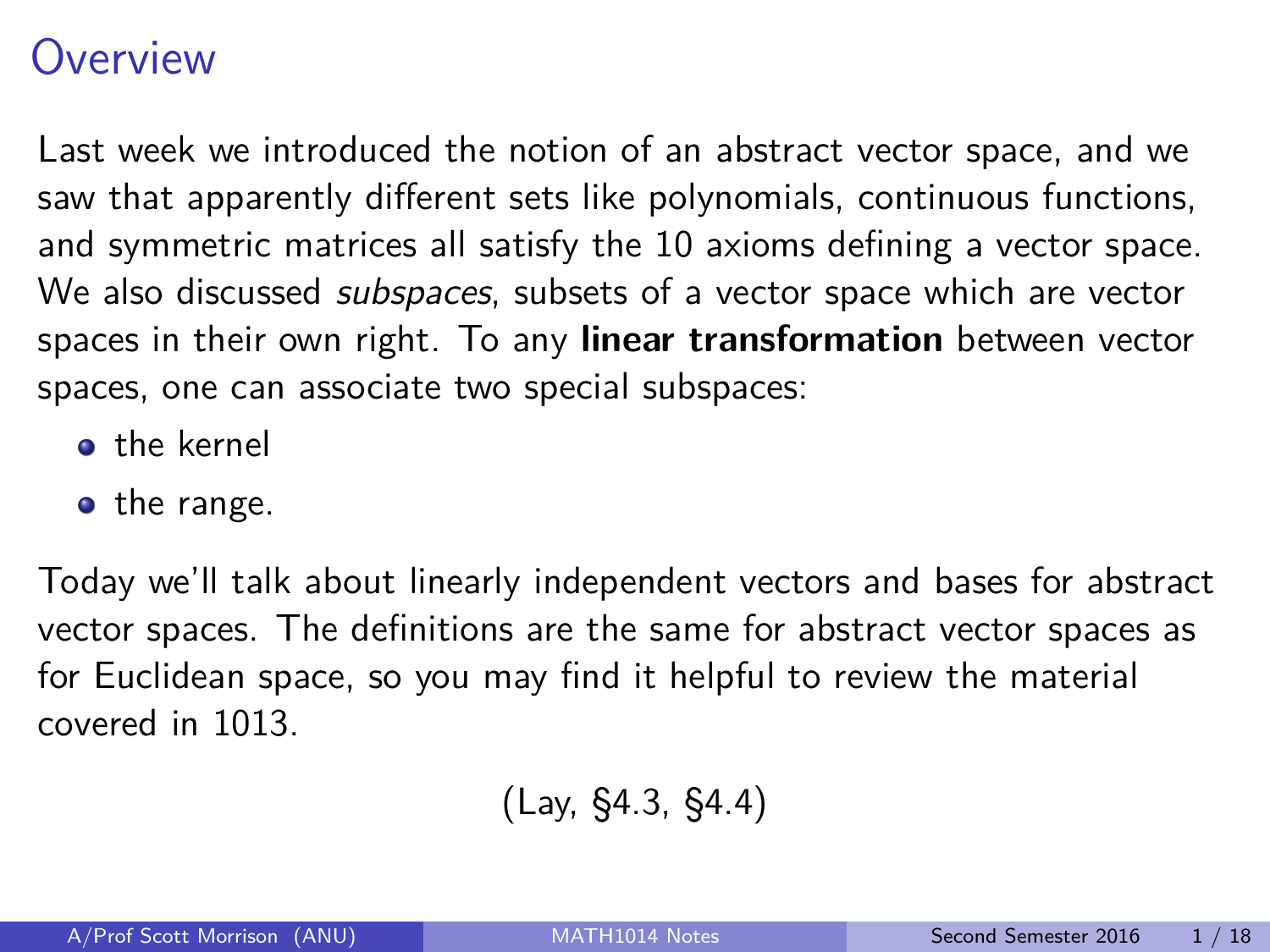# Overview

Last week we introduced the notion of an abstract vector space, and we saw that apparently different sets like polynomials, continuous functions, and symmetric matrices all satisfy the 10 axioms defining a vector space. We also discussed *subspaces*, subsets of a vector space which are vector spaces in their own right. To any **linear transformation** between vector spaces, one can associate two special subspaces:

- the kernel
- the range.

Today we'll talk about linearly independent vectors and bases for abstract vector spaces. The definitions are the same for abstract vector spaces as for Euclidean space, so you may find it helpful to review the material covered in 1013.

(Lay, §4.3, §4.4)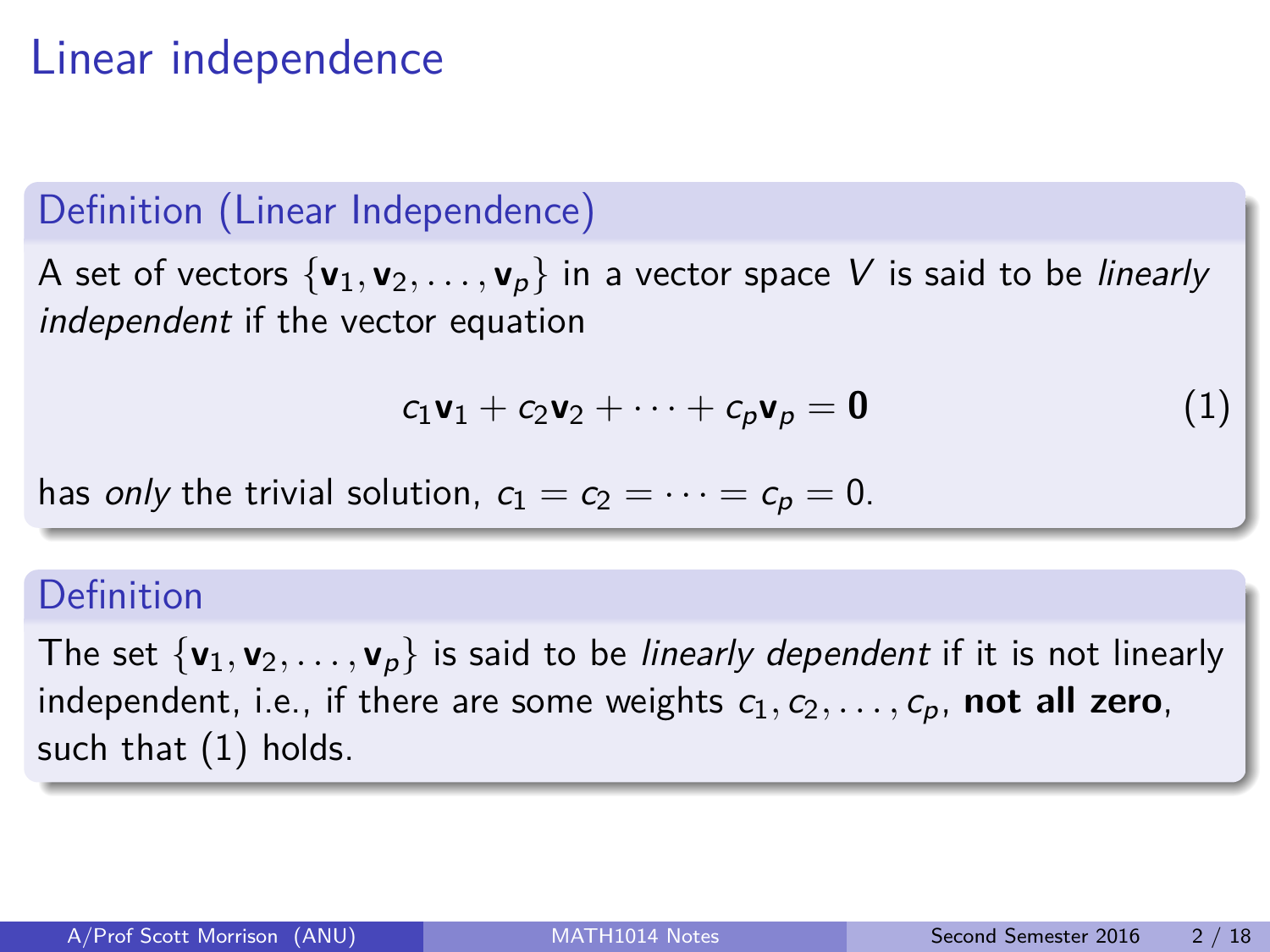# Linear independence

## Definition (Linear Independence)

A set of vectors $\{\mathbf{v}_1, \mathbf{v}_2, \ldots, \mathbf{v}_p\}$ in a vector space $V$ is said to be *linearly independent* if the vector equation

$$c_1\mathbf{v}_1 + c_2\mathbf{v}_2 + \cdots + c_p\mathbf{v}_p = \mathbf{0} \tag{1}$$

has *only* the trivial solution, $c_1 = c_2 = \cdots = c_p = 0$.

## Definition

The set $\{\mathbf{v}_1, \mathbf{v}_2, \ldots, \mathbf{v}_p\}$ is said to be *linearly dependent* if it is not linearly independent, i.e., if there are some weights $c_1, c_2, \ldots, c_p$, **not all zero**, such that (1) holds.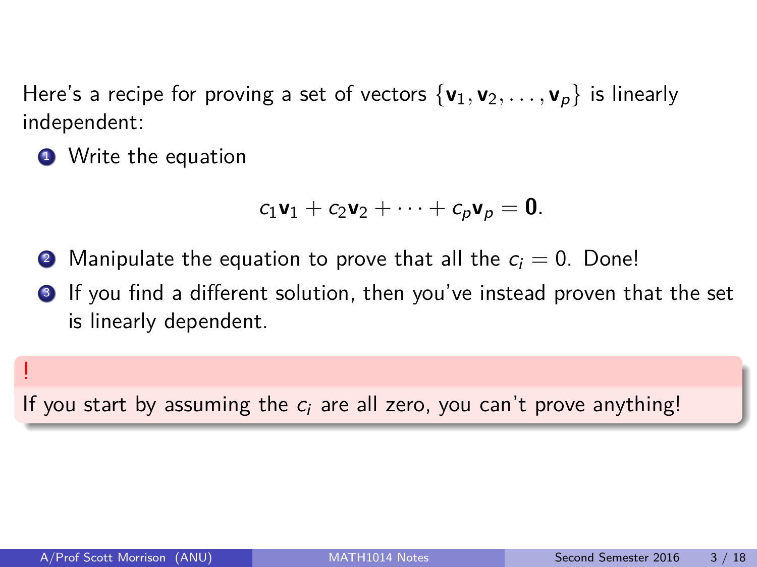Here's a recipe for proving a set of vectors $\{\mathbf{v}_1, \mathbf{v}_2, \ldots, \mathbf{v}_p\}$ is linearly independent:

1. Write the equation

$$c_1\mathbf{v}_1 + c_2\mathbf{v}_2 + \cdots + c_p\mathbf{v}_p = \mathbf{0}.$$

2. Manipulate the equation to prove that all the $c_i = 0$. Done!
3. If you find a different solution, then you've instead proven that the set is linearly dependent.

> !
>
> If you start by assuming the $c_i$ are all zero, you can't prove anything!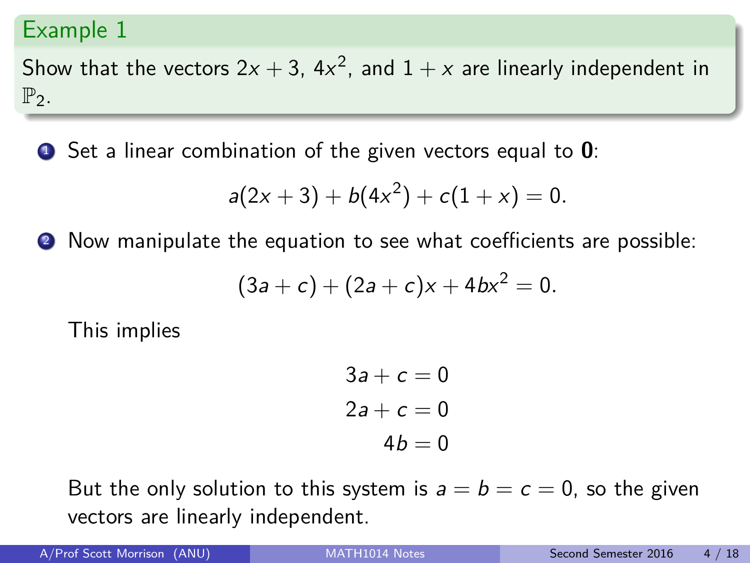## Example 1

Show that the vectors $2x + 3$, $4x^2$, and $1 + x$ are linearly independent in $\mathbb{P}_2$.

1. Set a linear combination of the given vectors equal to $\mathbf{0}$:

$$a(2x + 3) + b(4x^2) + c(1 + x) = 0.$$

2. Now manipulate the equation to see what coefficients are possible:

$$(3a + c) + (2a + c)x + 4bx^2 = 0.$$

   This implies

$$\begin{aligned} 3a + c &= 0 \\ 2a + c &= 0 \\ 4b &= 0 \end{aligned}$$

   But the only solution to this system is $a = b = c = 0$, so the given vectors are linearly independent.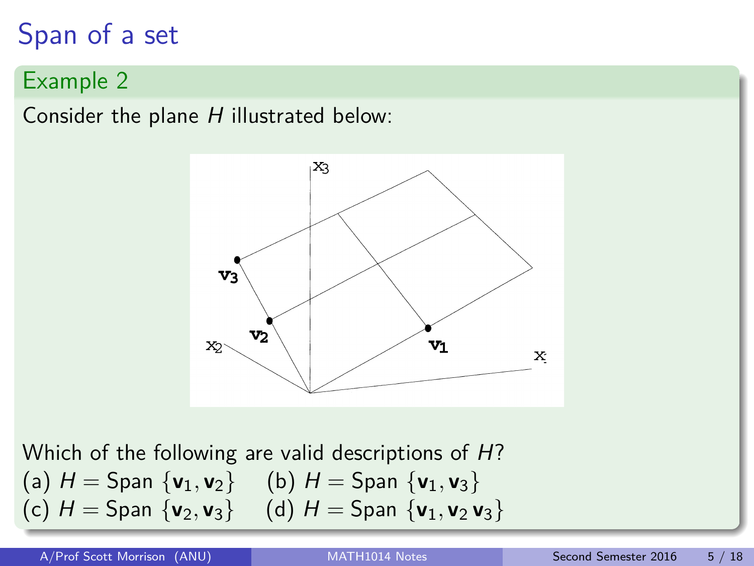# Span of a set

## Example 2

Consider the plane $H$ illustrated below:

Which of the following are valid descriptions of $H$?

(a) $H = \text{Span}\,\{\mathbf{v}_1, \mathbf{v}_2\}$ (b) $H = \text{Span}\,\{\mathbf{v}_1, \mathbf{v}_3\}$

(c) $H = \text{Span}\,\{\mathbf{v}_2, \mathbf{v}_3\}$ (d) $H = \text{Span}\,\{\mathbf{v}_1, \mathbf{v}_2\, \mathbf{v}_3\}$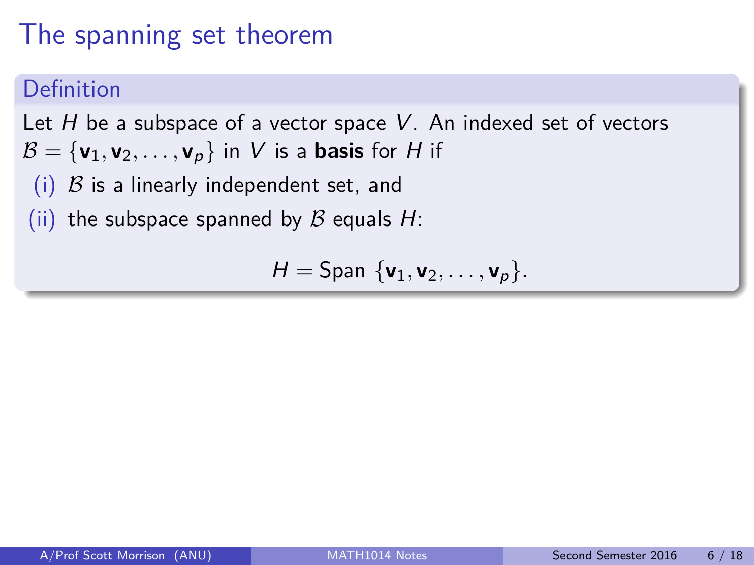# The spanning set theorem

## Definition

Let $H$ be a subspace of a vector space $V$. An indexed set of vectors $\mathcal{B} = \{\mathbf{v}_1, \mathbf{v}_2, \ldots, \mathbf{v}_p\}$ in $V$ is a **basis** for $H$ if

(i) $\mathcal{B}$ is a linearly independent set, and

(ii) the subspace spanned by $\mathcal{B}$ equals $H$:

$$H = \text{Span } \{\mathbf{v}_1, \mathbf{v}_2, \ldots, \mathbf{v}_p\}.$$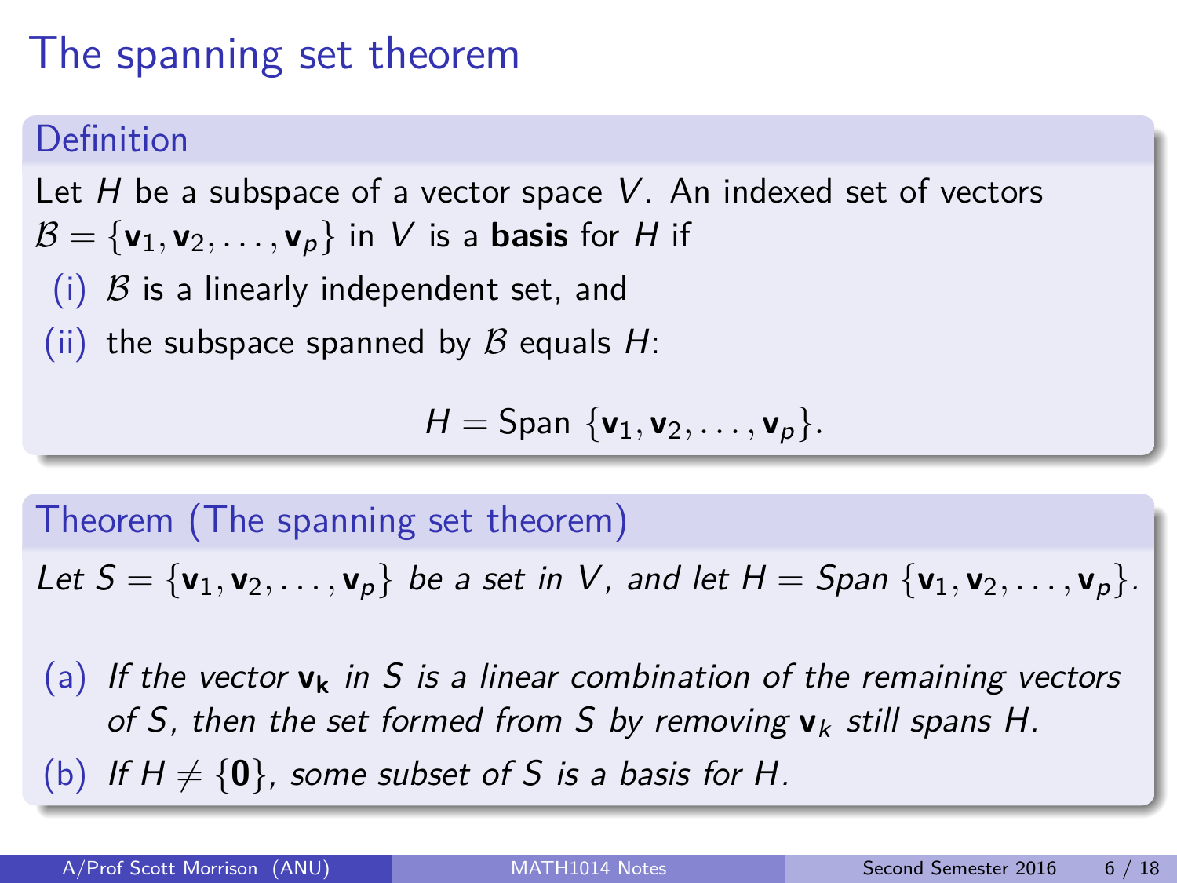# The spanning set theorem

## Definition

Let $H$ be a subspace of a vector space $V$. An indexed set of vectors $\mathcal{B} = \{\mathbf{v}_1, \mathbf{v}_2, \ldots, \mathbf{v}_p\}$ in $V$ is a **basis** for $H$ if

(i) $\mathcal{B}$ is a linearly independent set, and

(ii) the subspace spanned by $\mathcal{B}$ equals $H$:

$$H = \text{Span } \{\mathbf{v}_1, \mathbf{v}_2, \ldots, \mathbf{v}_p\}.$$

## Theorem (The spanning set theorem)

*Let $S = \{\mathbf{v}_1, \mathbf{v}_2, \ldots, \mathbf{v}_p\}$ be a set in $V$, and let $H = \text{Span } \{\mathbf{v}_1, \mathbf{v}_2, \ldots, \mathbf{v}_p\}$.*

(a) *If the vector $\mathbf{v}_\mathbf{k}$ in $S$ is a linear combination of the remaining vectors of $S$, then the set formed from $S$ by removing $\mathbf{v}_k$ still spans $H$.*

(b) *If $H \neq \{\mathbf{0}\}$, some subset of $S$ is a basis for $H$.*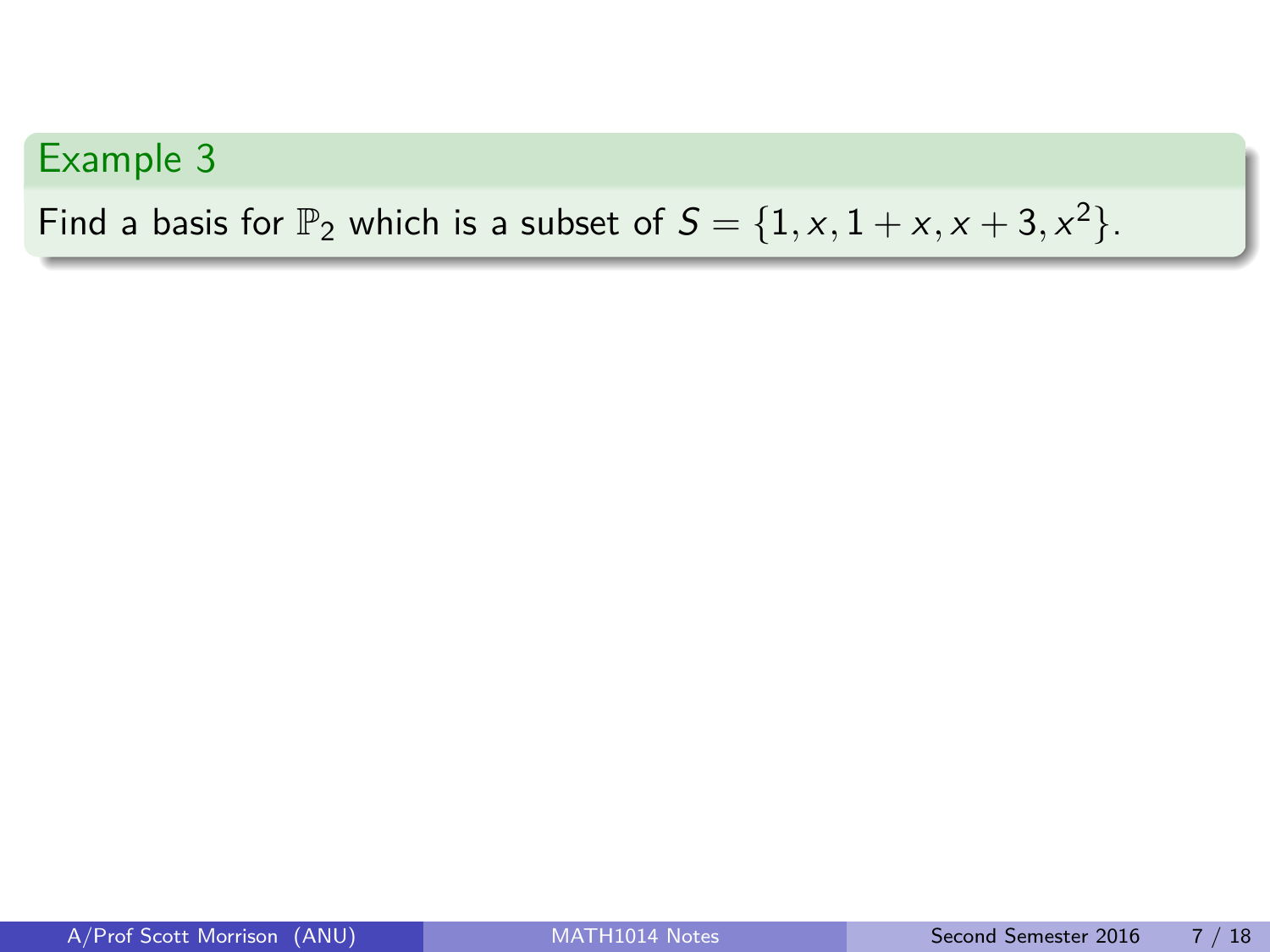## Example 3

Find a basis for $\mathbb{P}_2$ which is a subset of $S = \{1, x, 1+x, x+3, x^2\}$.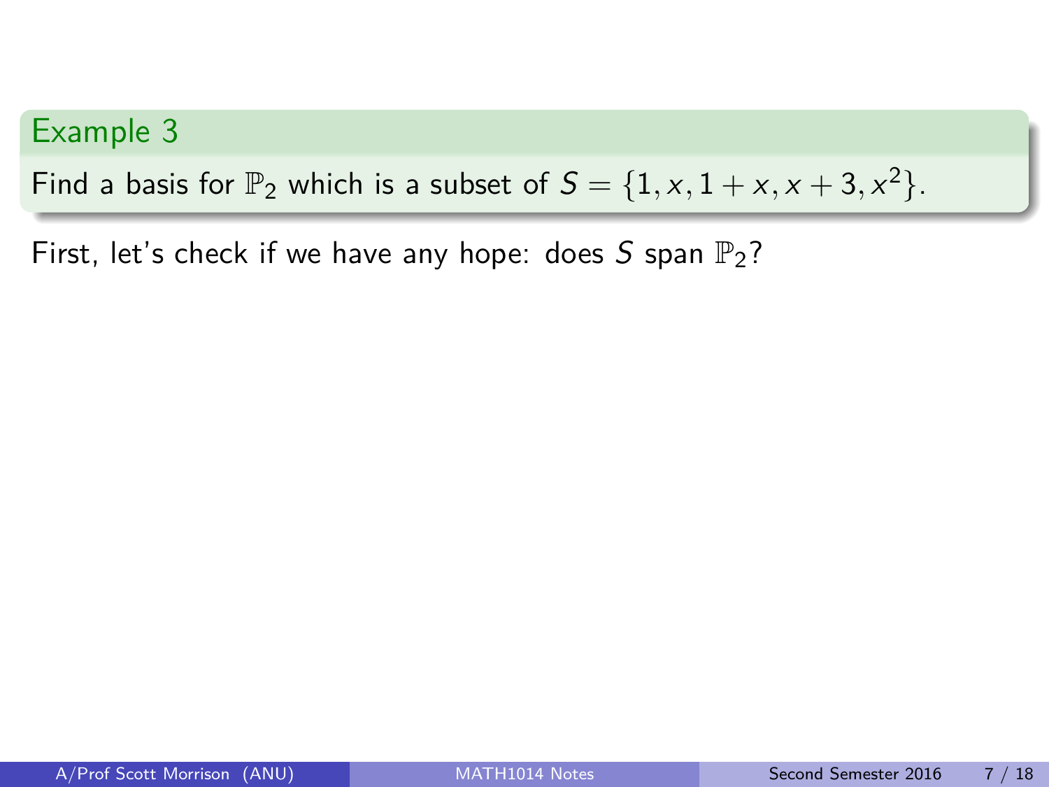**Example 3**

Find a basis for $\mathbb{P}_2$ which is a subset of $S = \{1, x, 1 + x, x + 3, x^2\}$.

First, let's check if we have any hope: does $S$ span $\mathbb{P}_2$?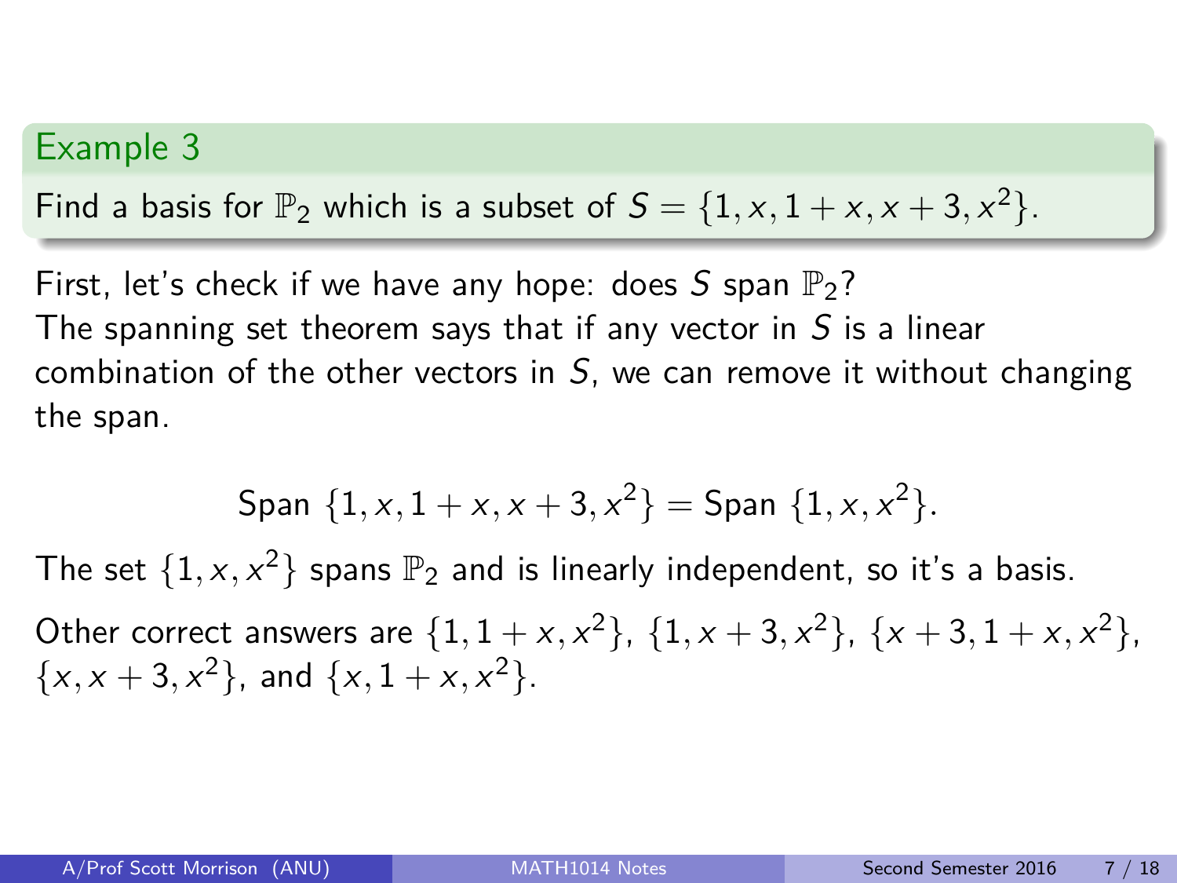## Example 3

Find a basis for $\mathbb{P}_2$ which is a subset of $S = \{1, x, 1 + x, x + 3, x^2\}$.

First, let's check if we have any hope: does $S$ span $\mathbb{P}_2$?
The spanning set theorem says that if any vector in $S$ is a linear combination of the other vectors in $S$, we can remove it without changing the span.

$$\text{Span } \{1, x, 1 + x, x + 3, x^2\} = \text{Span } \{1, x, x^2\}.$$

The set $\{1, x, x^2\}$ spans $\mathbb{P}_2$ and is linearly independent, so it's a basis.

Other correct answers are $\{1, 1 + x, x^2\}$, $\{1, x + 3, x^2\}$, $\{x + 3, 1 + x, x^2\}$, $\{x, x + 3, x^2\}$, and $\{x, 1 + x, x^2\}$.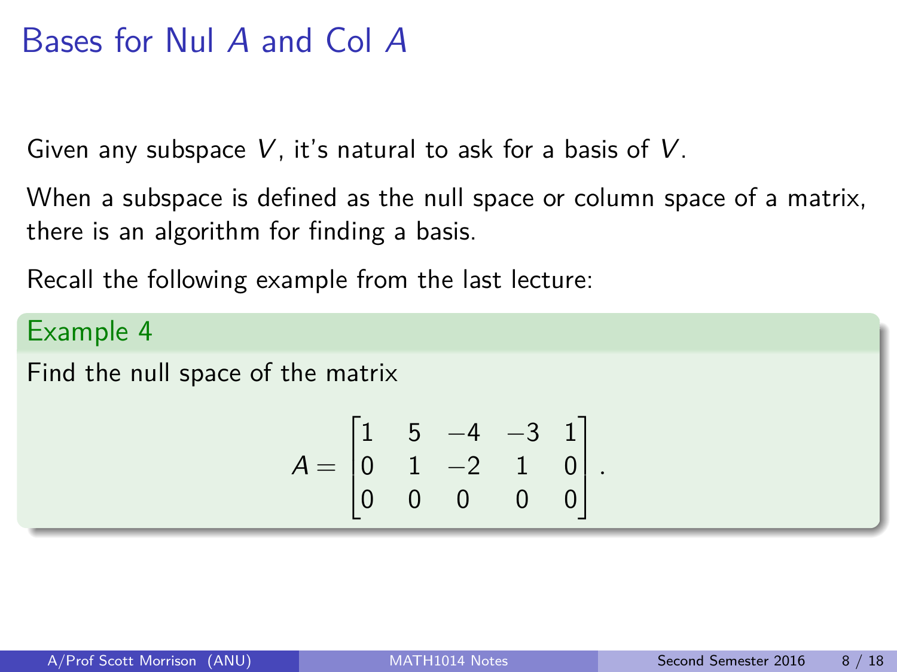# Bases for Nul $A$ and Col $A$

Given any subspace $V$, it's natural to ask for a basis of $V$.

When a subspace is defined as the null space or column space of a matrix, there is an algorithm for finding a basis.

Recall the following example from the last lecture:

**Example 4**

Find the null space of the matrix

$$A = \begin{bmatrix} 1 & 5 & -4 & -3 & 1 \\ 0 & 1 & -2 & 1 & 0 \\ 0 & 0 & 0 & 0 & 0 \end{bmatrix}.$$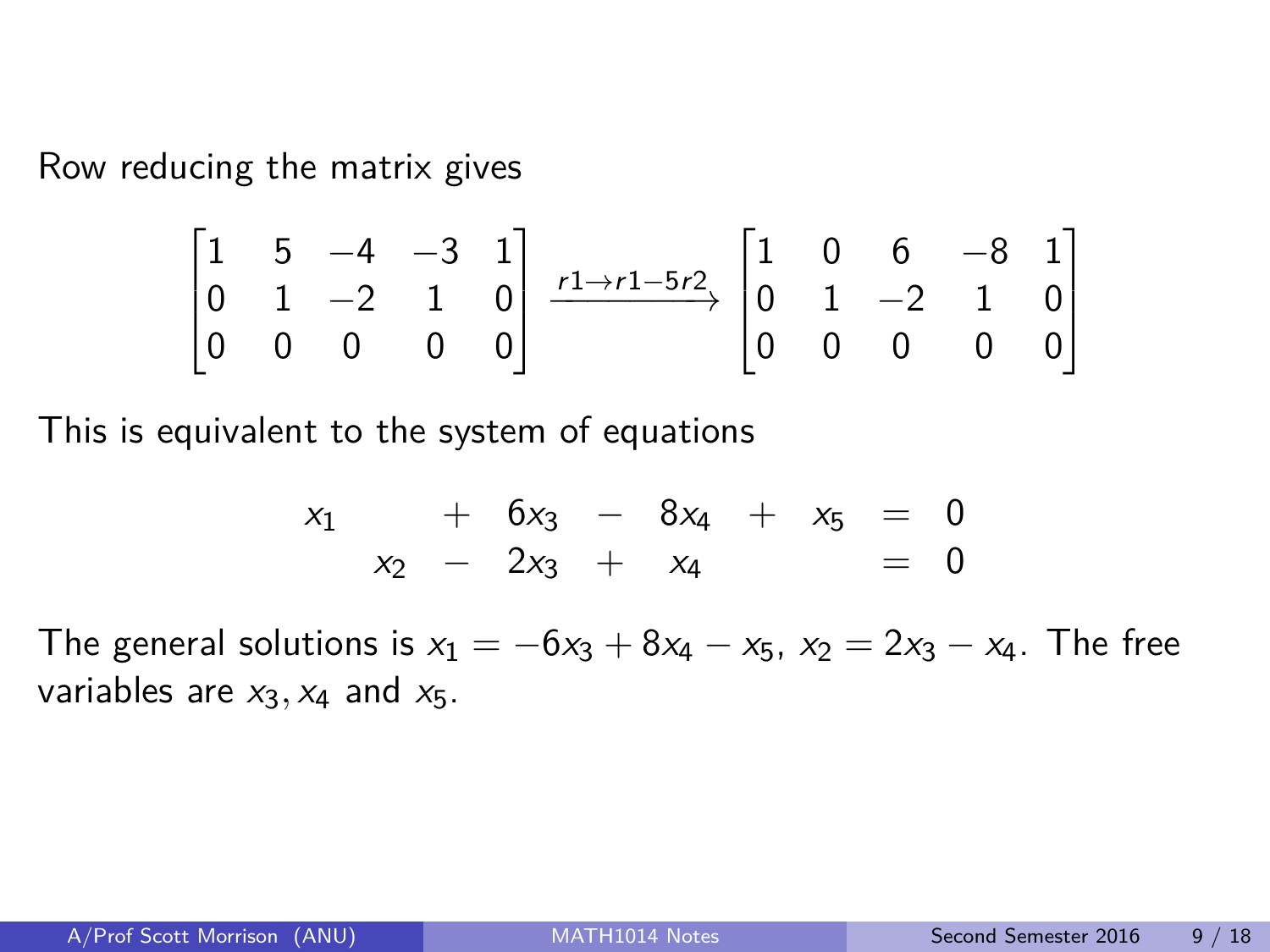Row reducing the matrix gives

$$\begin{bmatrix} 1 & 5 & -4 & -3 & 1 \\ 0 & 1 & -2 & 1 & 0 \\ 0 & 0 & 0 & 0 & 0 \end{bmatrix} \xrightarrow{r1 \to r1 - 5r2} \begin{bmatrix} 1 & 0 & 6 & -8 & 1 \\ 0 & 1 & -2 & 1 & 0 \\ 0 & 0 & 0 & 0 & 0 \end{bmatrix}$$

This is equivalent to the system of equations

$$\begin{array}{ccccccccccc} x_1 & & & + & 6x_3 & - & 8x_4 & + & x_5 & = & 0 \\ & & x_2 & - & 2x_3 & + & x_4 & & & = & 0 \end{array}$$

The general solutions is $x_1 = -6x_3 + 8x_4 - x_5$, $x_2 = 2x_3 - x_4$. The free variables are $x_3, x_4$ and $x_5$.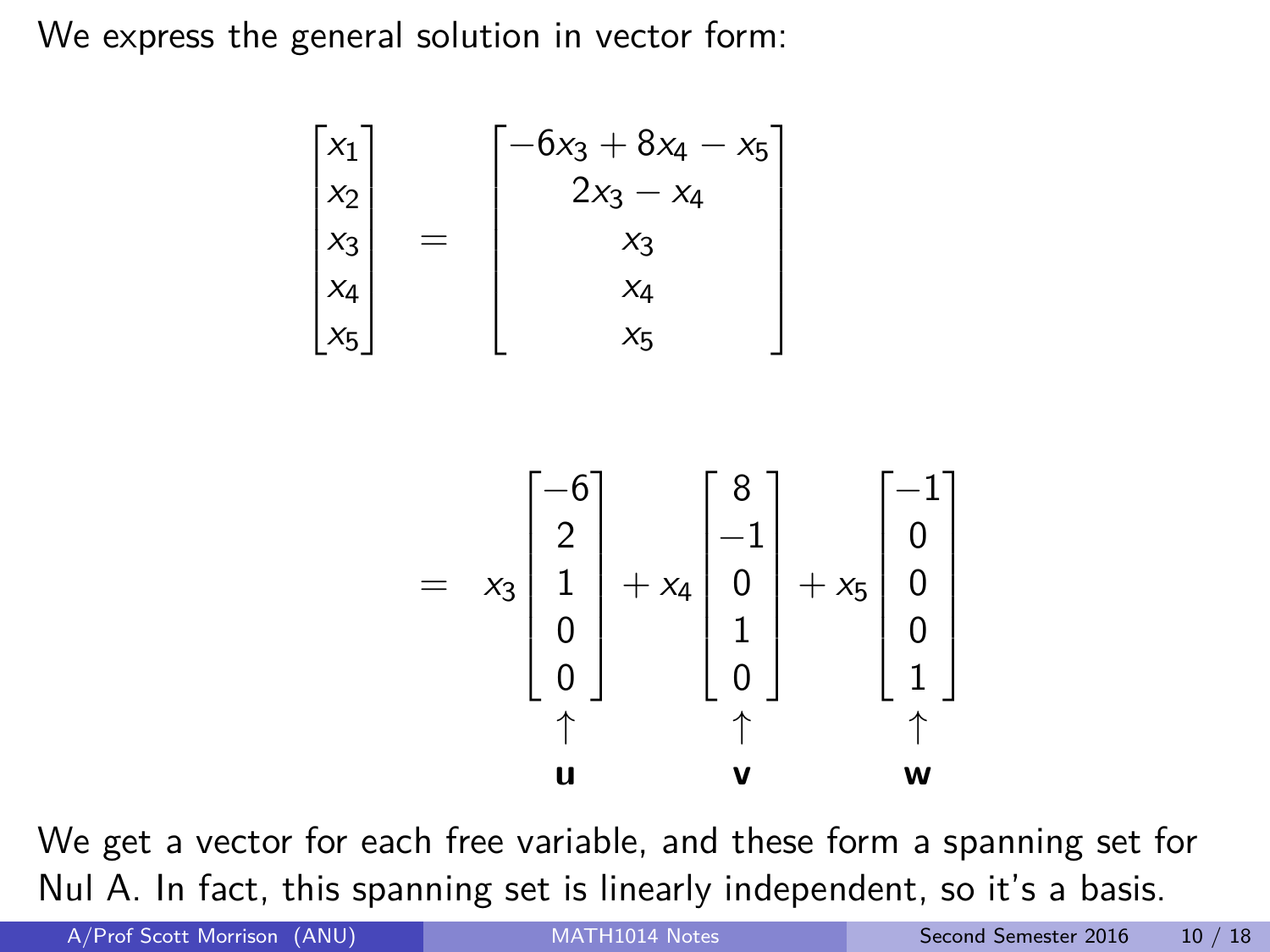We express the general solution in vector form:

$$\begin{bmatrix} x_1 \\ x_2 \\ x_3 \\ x_4 \\ x_5 \end{bmatrix} = \begin{bmatrix} -6x_3 + 8x_4 - x_5 \\ 2x_3 - x_4 \\ x_3 \\ x_4 \\ x_5 \end{bmatrix}$$

$$= x_3 \underbrace{\begin{bmatrix} -6 \\ 2 \\ 1 \\ 0 \\ 0 \end{bmatrix}}_{\mathbf{u}} + x_4 \underbrace{\begin{bmatrix} 8 \\ -1 \\ 0 \\ 1 \\ 0 \end{bmatrix}}_{\mathbf{v}} + x_5 \underbrace{\begin{bmatrix} -1 \\ 0 \\ 0 \\ 0 \\ 1 \end{bmatrix}}_{\mathbf{w}}$$

We get a vector for each free variable, and these form a spanning set for Nul A. In fact, this spanning set is linearly independent, so it's a basis.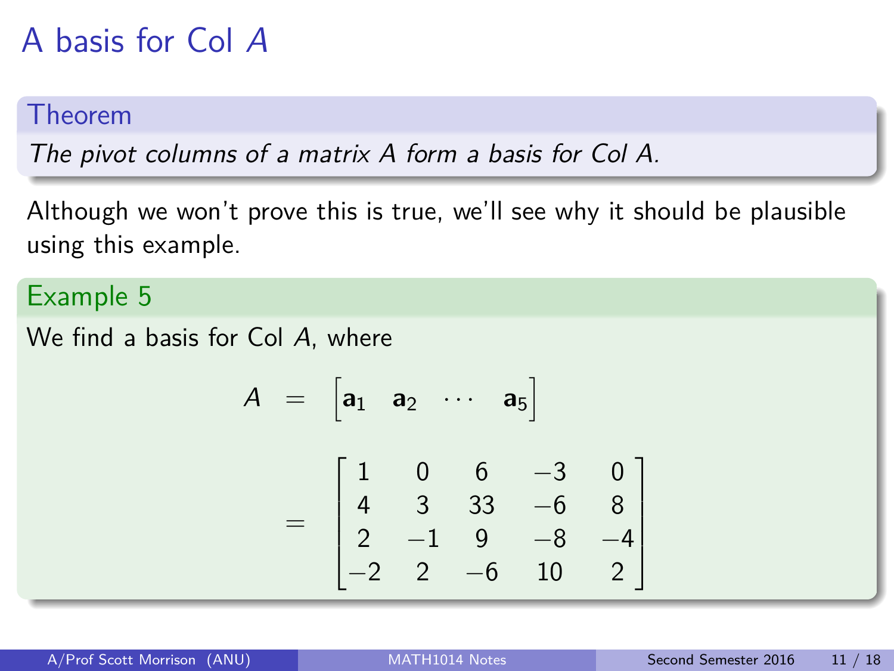# A basis for Col $A$

**Theorem**

*The pivot columns of a matrix $A$ form a basis for Col $A$.*

Although we won't prove this is true, we'll see why it should be plausible using this example.

**Example 5**

We find a basis for Col $A$, where

$$A = \begin{bmatrix} \mathbf{a}_1 & \mathbf{a}_2 & \cdots & \mathbf{a}_5 \end{bmatrix}$$

$$= \begin{bmatrix} 1 & 0 & 6 & -3 & 0 \\ 4 & 3 & 33 & -6 & 8 \\ 2 & -1 & 9 & -8 & -4 \\ -2 & 2 & -6 & 10 & 2 \end{bmatrix}$$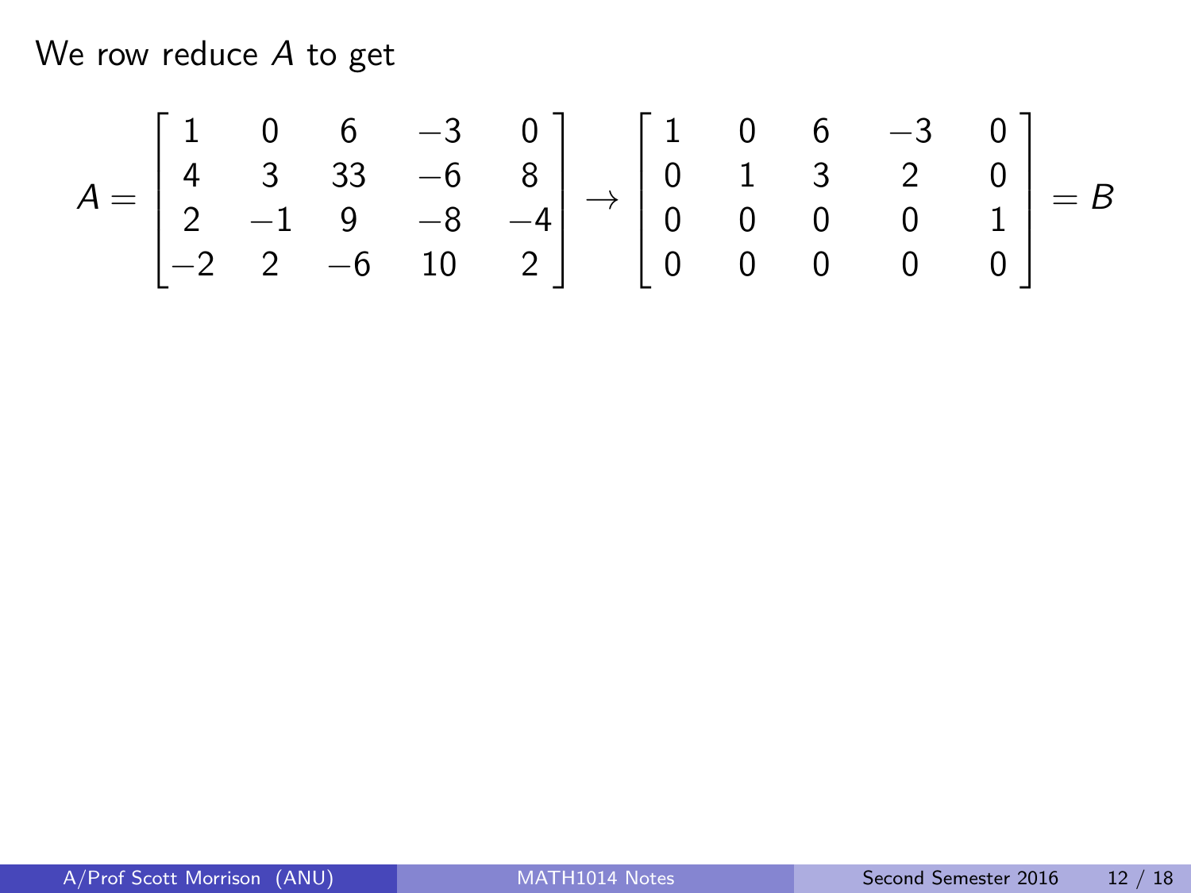We row reduce $A$ to get

$$A = \begin{bmatrix} 1 & 0 & 6 & -3 & 0 \\ 4 & 3 & 33 & -6 & 8 \\ 2 & -1 & 9 & -8 & -4 \\ -2 & 2 & -6 & 10 & 2 \end{bmatrix} \rightarrow \begin{bmatrix} 1 & 0 & 6 & -3 & 0 \\ 0 & 1 & 3 & 2 & 0 \\ 0 & 0 & 0 & 0 & 1 \\ 0 & 0 & 0 & 0 & 0 \end{bmatrix} = B$$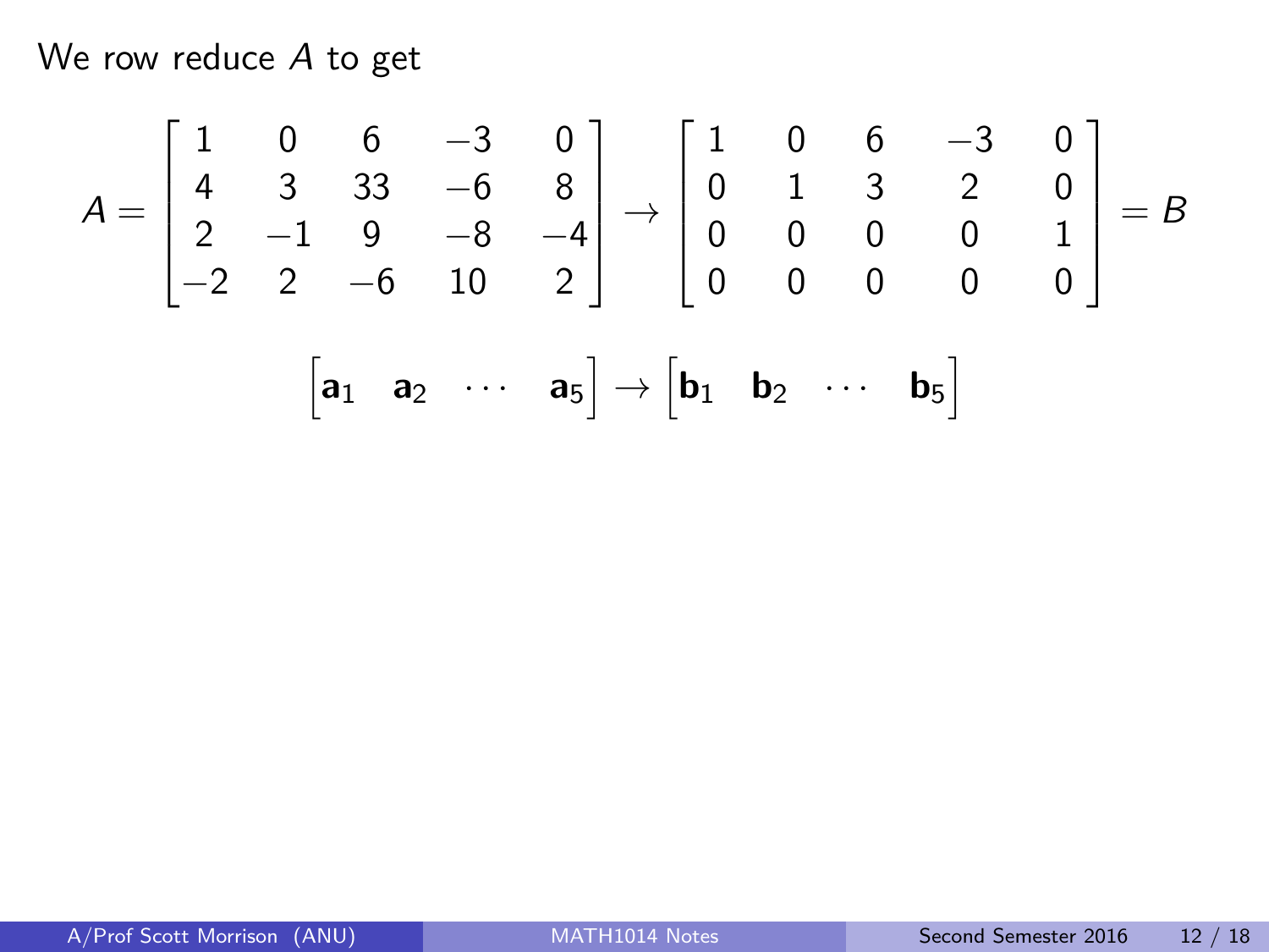We row reduce $A$ to get

$$A = \begin{bmatrix} 1 & 0 & 6 & -3 & 0 \\ 4 & 3 & 33 & -6 & 8 \\ 2 & -1 & 9 & -8 & -4 \\ -2 & 2 & -6 & 10 & 2 \end{bmatrix} \to \begin{bmatrix} 1 & 0 & 6 & -3 & 0 \\ 0 & 1 & 3 & 2 & 0 \\ 0 & 0 & 0 & 0 & 1 \\ 0 & 0 & 0 & 0 & 0 \end{bmatrix} = B$$

$$\begin{bmatrix} \mathbf{a}_1 & \mathbf{a}_2 & \cdots & \mathbf{a}_5 \end{bmatrix} \to \begin{bmatrix} \mathbf{b}_1 & \mathbf{b}_2 & \cdots & \mathbf{b}_5 \end{bmatrix}$$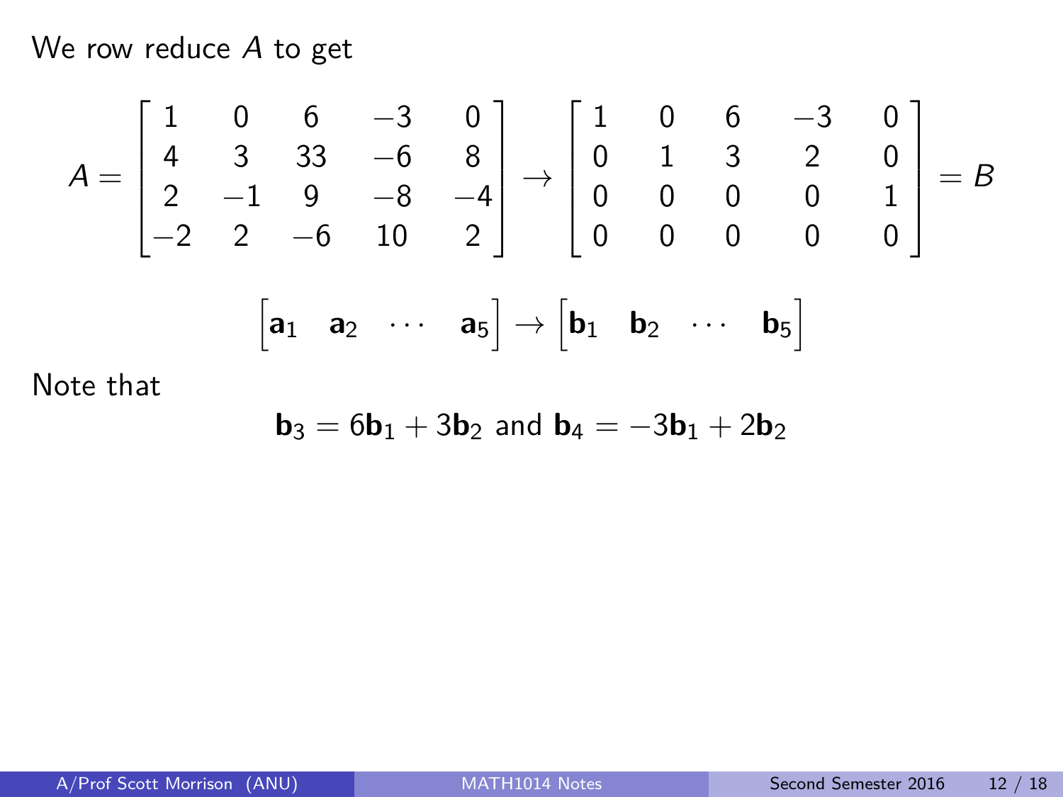We row reduce $A$ to get

$$A = \begin{bmatrix} 1 & 0 & 6 & -3 & 0 \\ 4 & 3 & 33 & -6 & 8 \\ 2 & -1 & 9 & -8 & -4 \\ -2 & 2 & -6 & 10 & 2 \end{bmatrix} \to \begin{bmatrix} 1 & 0 & 6 & -3 & 0 \\ 0 & 1 & 3 & 2 & 0 \\ 0 & 0 & 0 & 0 & 1 \\ 0 & 0 & 0 & 0 & 0 \end{bmatrix} = B$$

$$\begin{bmatrix} \mathbf{a}_1 & \mathbf{a}_2 & \cdots & \mathbf{a}_5 \end{bmatrix} \to \begin{bmatrix} \mathbf{b}_1 & \mathbf{b}_2 & \cdots & \mathbf{b}_5 \end{bmatrix}$$

Note that

$$\mathbf{b}_3 = 6\mathbf{b}_1 + 3\mathbf{b}_2 \text{ and } \mathbf{b}_4 = -3\mathbf{b}_1 + 2\mathbf{b}_2$$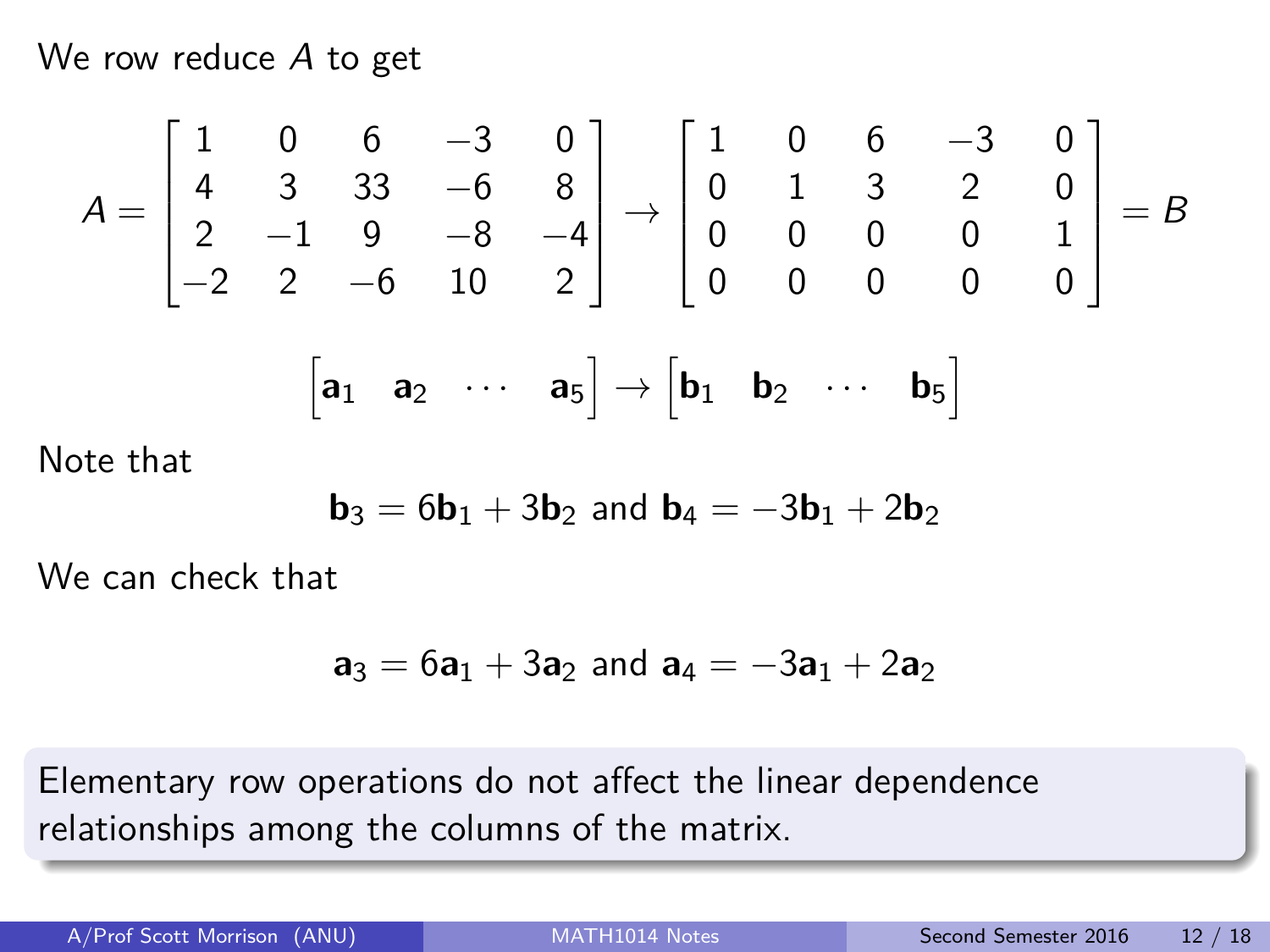We row reduce $A$ to get

$$A = \begin{bmatrix} 1 & 0 & 6 & -3 & 0 \\ 4 & 3 & 33 & -6 & 8 \\ 2 & -1 & 9 & -8 & -4 \\ -2 & 2 & -6 & 10 & 2 \end{bmatrix} \rightarrow \begin{bmatrix} 1 & 0 & 6 & -3 & 0 \\ 0 & 1 & 3 & 2 & 0 \\ 0 & 0 & 0 & 0 & 1 \\ 0 & 0 & 0 & 0 & 0 \end{bmatrix} = B$$

$$\begin{bmatrix} \mathbf{a}_1 & \mathbf{a}_2 & \cdots & \mathbf{a}_5 \end{bmatrix} \rightarrow \begin{bmatrix} \mathbf{b}_1 & \mathbf{b}_2 & \cdots & \mathbf{b}_5 \end{bmatrix}$$

Note that

$$\mathbf{b}_3 = 6\mathbf{b}_1 + 3\mathbf{b}_2 \text{ and } \mathbf{b}_4 = -3\mathbf{b}_1 + 2\mathbf{b}_2$$

We can check that

$$\mathbf{a}_3 = 6\mathbf{a}_1 + 3\mathbf{a}_2 \text{ and } \mathbf{a}_4 = -3\mathbf{a}_1 + 2\mathbf{a}_2$$

Elementary row operations do not affect the linear dependence relationships among the columns of the matrix.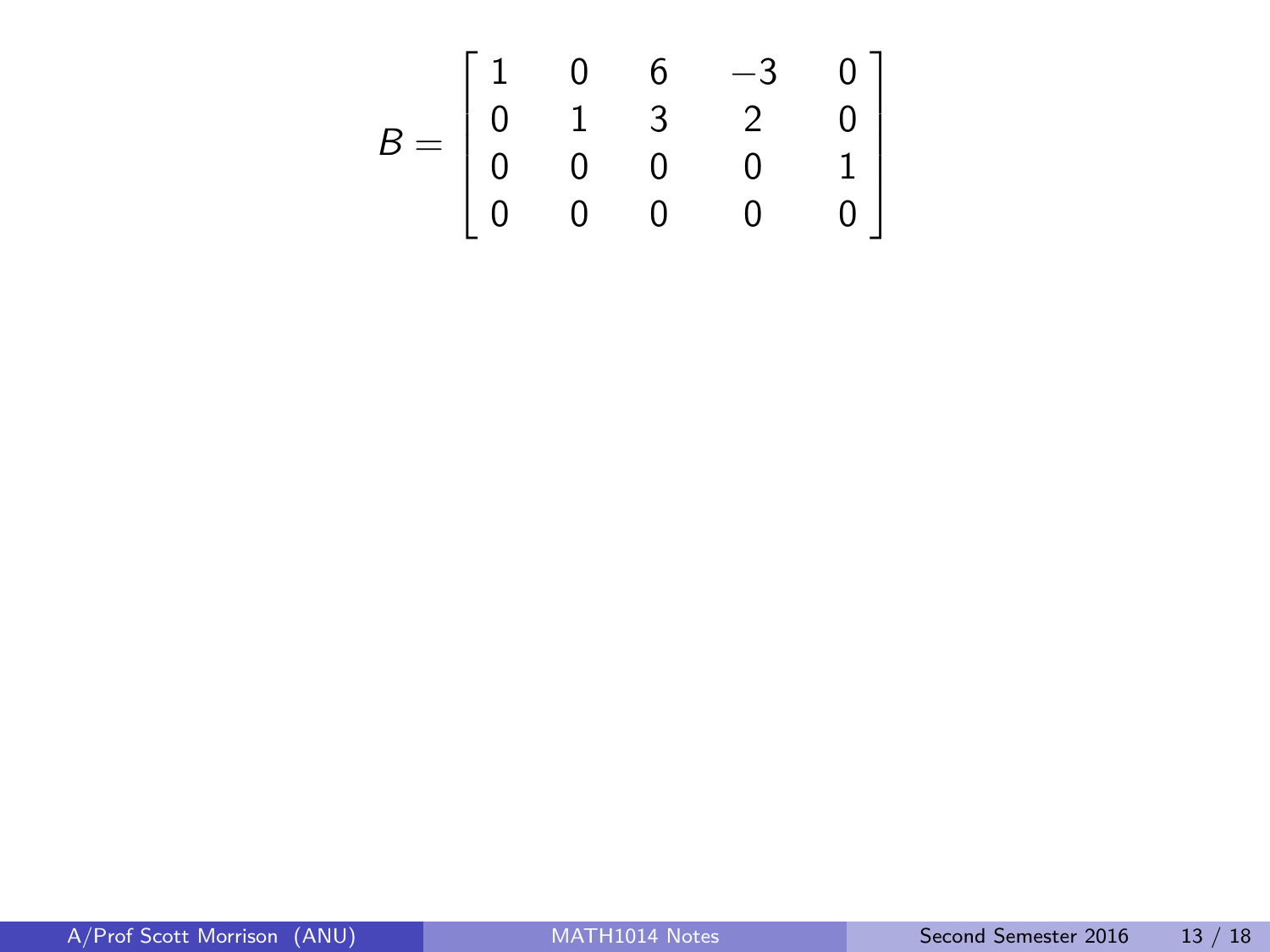$$B = \begin{bmatrix} 1 & 0 & 6 & -3 & 0 \\ 0 & 1 & 3 & 2 & 0 \\ 0 & 0 & 0 & 0 & 1 \\ 0 & 0 & 0 & 0 & 0 \end{bmatrix}$$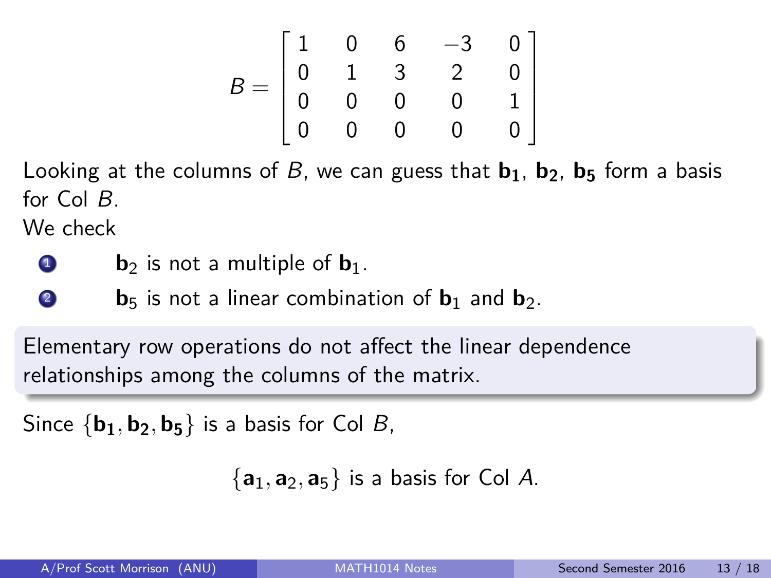$$B = \begin{bmatrix} 1 & 0 & 6 & -3 & 0 \\ 0 & 1 & 3 & 2 & 0 \\ 0 & 0 & 0 & 0 & 1 \\ 0 & 0 & 0 & 0 & 0 \end{bmatrix}$$

Looking at the columns of $B$, we can guess that $\mathbf{b_1}$, $\mathbf{b_2}$, $\mathbf{b_5}$ form a basis for Col $B$.

We check

1. $\mathbf{b}_2$ is not a multiple of $\mathbf{b}_1$.
2. $\mathbf{b}_5$ is not a linear combination of $\mathbf{b}_1$ and $\mathbf{b}_2$.

> Elementary row operations do not affect the linear dependence relationships among the columns of the matrix.

Since $\{\mathbf{b_1}, \mathbf{b_2}, \mathbf{b_5}\}$ is a basis for Col $B$,

$$\{\mathbf{a}_1, \mathbf{a}_2, \mathbf{a}_5\} \text{ is a basis for Col } A.$$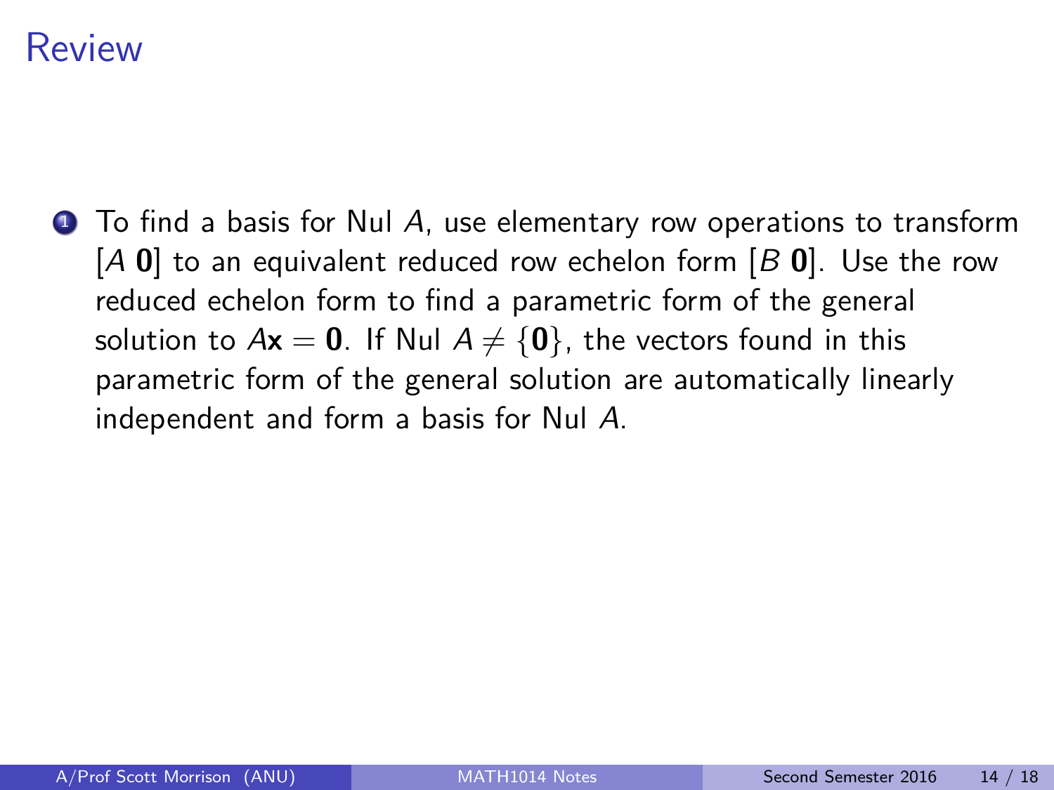# Review

1. To find a basis for Nul $A$, use elementary row operations to transform $[A\ \mathbf{0}]$ to an equivalent reduced row echelon form $[B\ \mathbf{0}]$. Use the row reduced echelon form to find a parametric form of the general solution to $A\mathbf{x} = \mathbf{0}$. If Nul $A \neq \{\mathbf{0}\}$, the vectors found in this parametric form of the general solution are automatically linearly independent and form a basis for Nul $A$.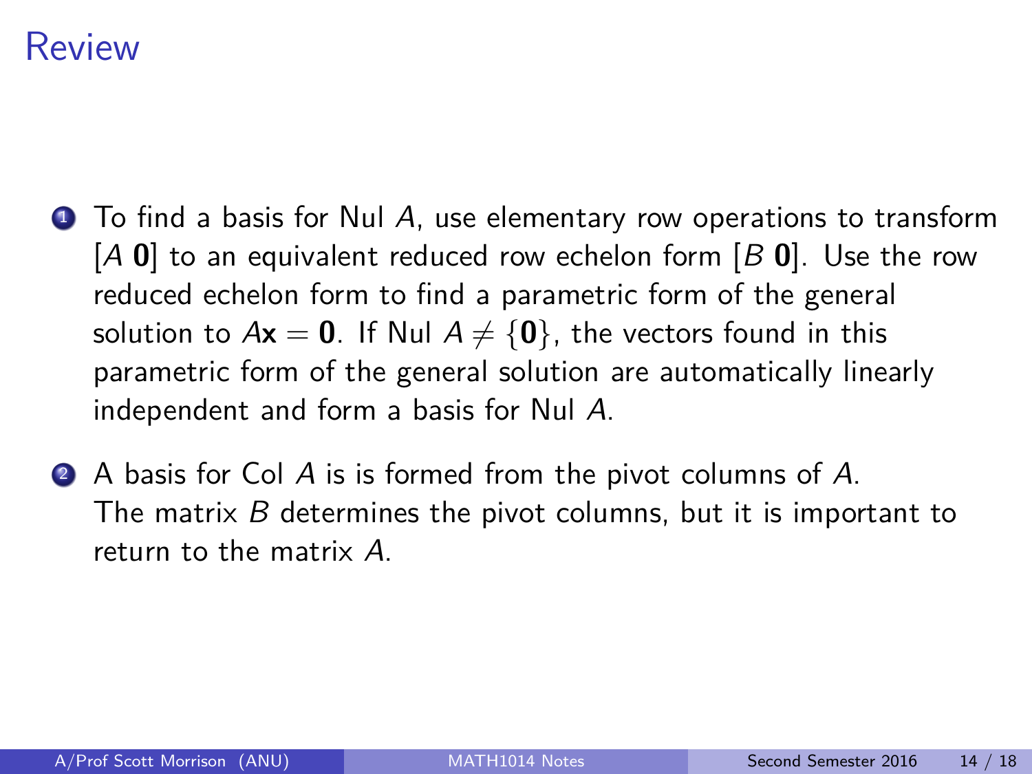# Review

1. To find a basis for Nul $A$, use elementary row operations to transform $[A\ \mathbf{0}]$ to an equivalent reduced row echelon form $[B\ \mathbf{0}]$. Use the row reduced echelon form to find a parametric form of the general solution to $A\mathbf{x} = \mathbf{0}$. If Nul $A \neq \{\mathbf{0}\}$, the vectors found in this parametric form of the general solution are automatically linearly independent and form a basis for Nul $A$.

2. A basis for Col $A$ is is formed from the pivot columns of $A$. The matrix $B$ determines the pivot columns, but it is important to return to the matrix $A$.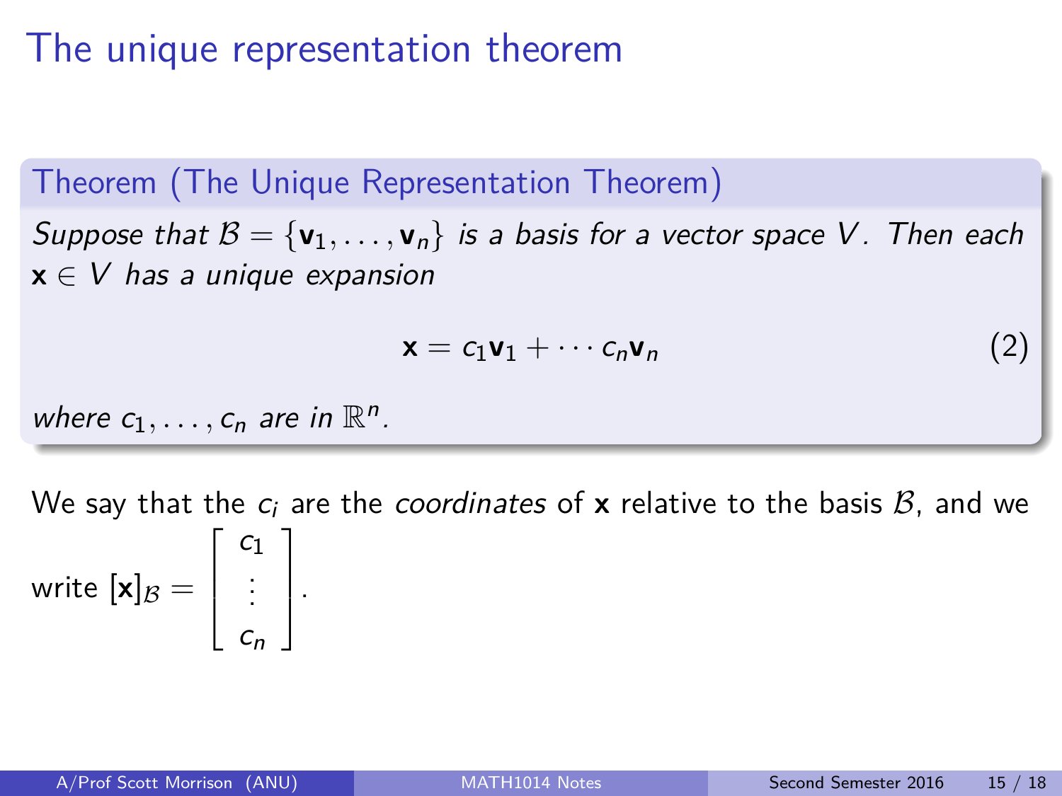# The unique representation theorem

**Theorem (The Unique Representation Theorem)**

*Suppose that $\mathcal{B} = \{\mathbf{v}_1, \ldots, \mathbf{v}_n\}$ is a basis for a vector space $V$. Then each $\mathbf{x} \in V$ has a unique expansion*

$$\mathbf{x} = c_1\mathbf{v}_1 + \cdots c_n\mathbf{v}_n \tag{2}$$

*where $c_1, \ldots, c_n$ are in $\mathbb{R}^n$.*

We say that the $c_i$ are the *coordinates* of $\mathbf{x}$ relative to the basis $\mathcal{B}$, and we write $[\mathbf{x}]_{\mathcal{B}} = \begin{bmatrix} c_1 \\ \vdots \\ c_n \end{bmatrix}$.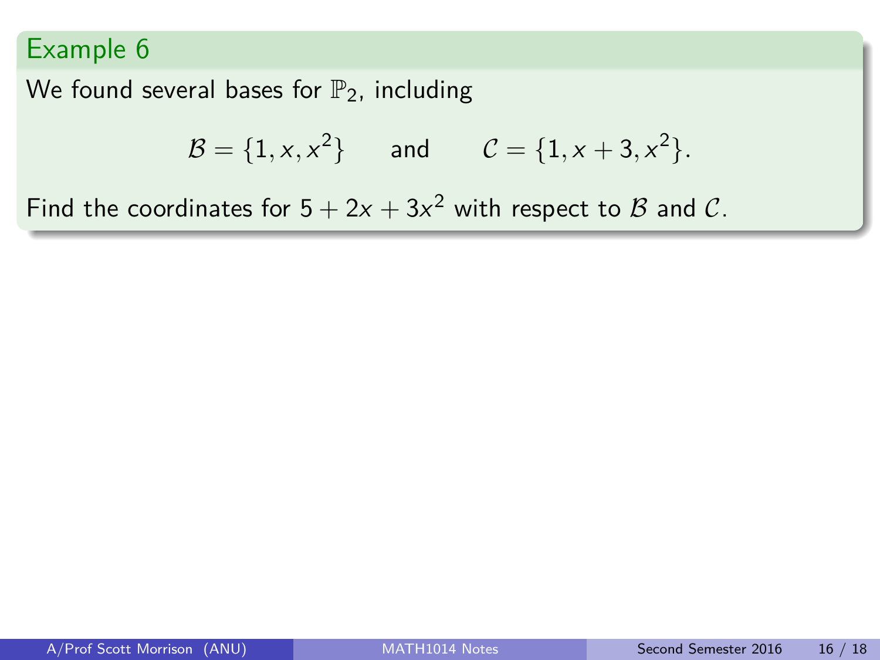## Example 6

We found several bases for $\mathbb{P}_2$, including

$$\mathcal{B} = \{1, x, x^2\} \qquad \text{and} \qquad \mathcal{C} = \{1, x+3, x^2\}.$$

Find the coordinates for $5 + 2x + 3x^2$ with respect to $\mathcal{B}$ and $\mathcal{C}$.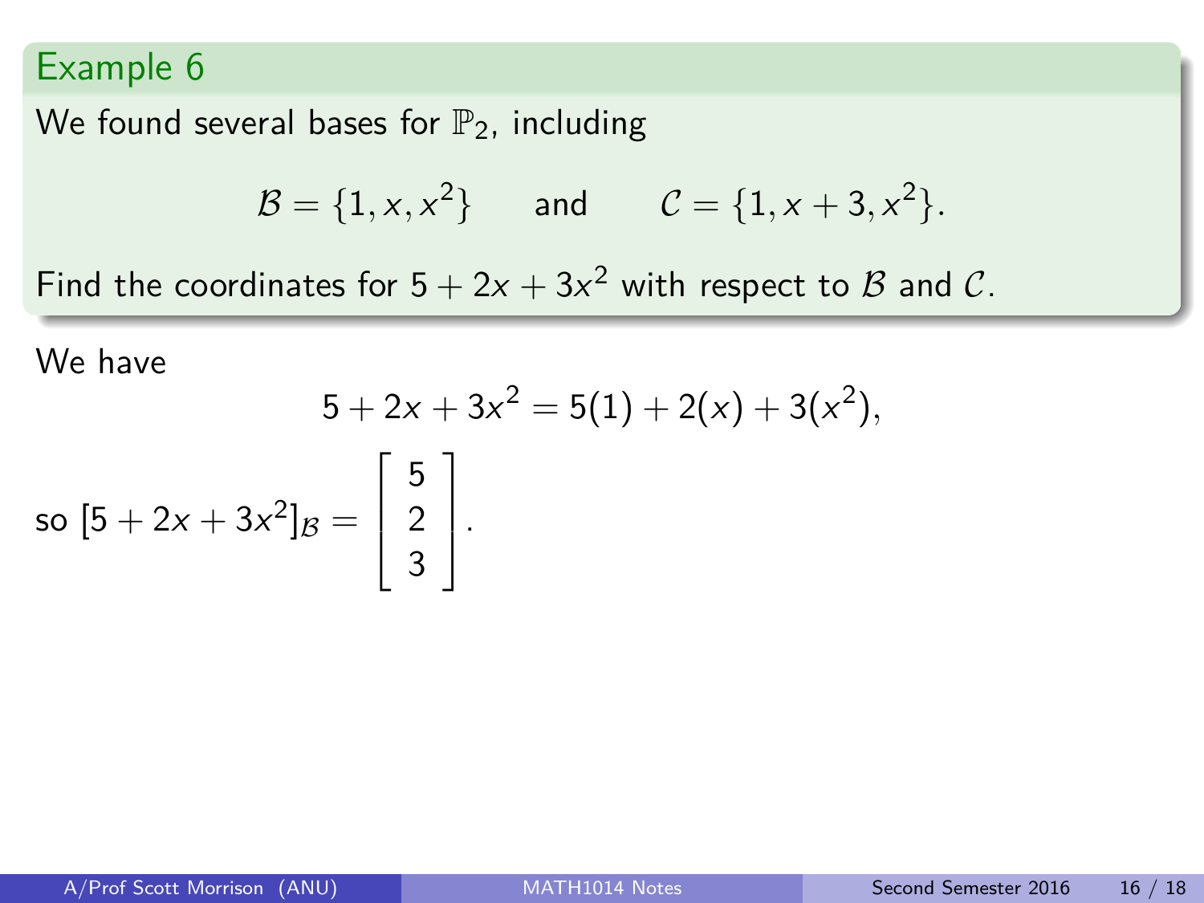## Example 6

We found several bases for $\mathbb{P}_2$, including

$$\mathcal{B} = \{1, x, x^2\} \qquad \text{and} \qquad \mathcal{C} = \{1, x+3, x^2\}.$$

Find the coordinates for $5 + 2x + 3x^2$ with respect to $\mathcal{B}$ and $\mathcal{C}$.

We have

$$5 + 2x + 3x^2 = 5(1) + 2(x) + 3(x^2),$$

so $[5 + 2x + 3x^2]_{\mathcal{B}} = \begin{bmatrix} 5 \\ 2 \\ 3 \end{bmatrix}$.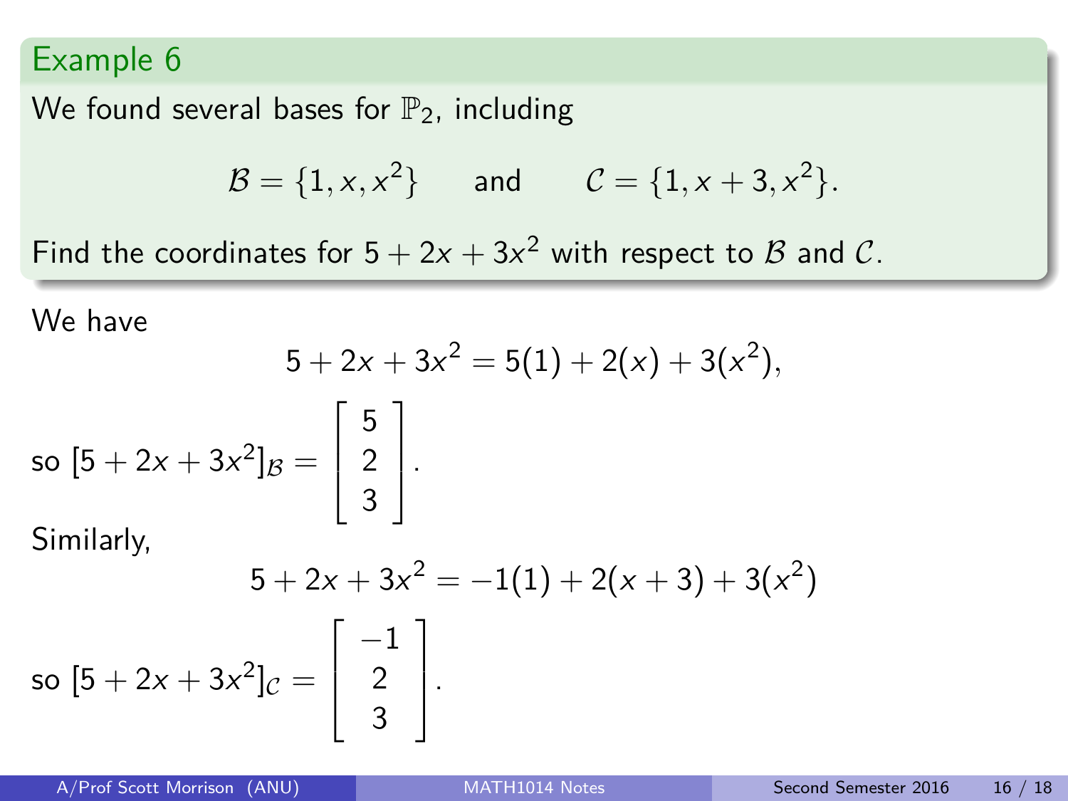## Example 6

We found several bases for $\mathbb{P}_2$, including

$$\mathcal{B} = \{1, x, x^2\} \quad \text{and} \quad \mathcal{C} = \{1, x+3, x^2\}.$$

Find the coordinates for $5 + 2x + 3x^2$ with respect to $\mathcal{B}$ and $\mathcal{C}$.

We have

$$5 + 2x + 3x^2 = 5(1) + 2(x) + 3(x^2),$$

so $[5 + 2x + 3x^2]_{\mathcal{B}} = \begin{bmatrix} 5 \\ 2 \\ 3 \end{bmatrix}$.

Similarly,

$$5 + 2x + 3x^2 = -1(1) + 2(x+3) + 3(x^2)$$

so $[5 + 2x + 3x^2]_{\mathcal{C}} = \begin{bmatrix} -1 \\ 2 \\ 3 \end{bmatrix}$.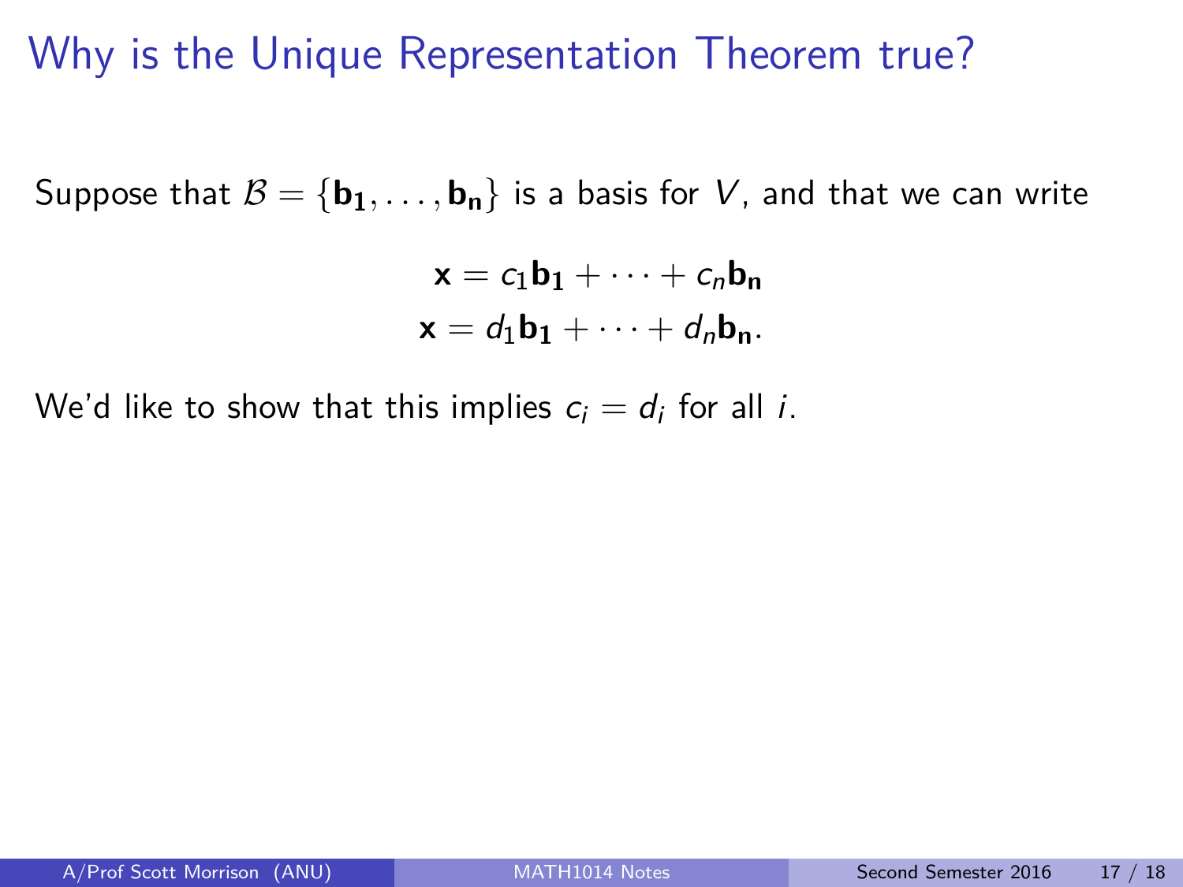# Why is the Unique Representation Theorem true?

Suppose that $\mathcal{B} = \{\mathbf{b_1}, \ldots, \mathbf{b_n}\}$ is a basis for $V$, and that we can write

$$\mathbf{x} = c_1\mathbf{b_1} + \cdots + c_n\mathbf{b_n}$$
$$\mathbf{x} = d_1\mathbf{b_1} + \cdots + d_n\mathbf{b_n}.$$

We'd like to show that this implies $c_i = d_i$ for all $i$.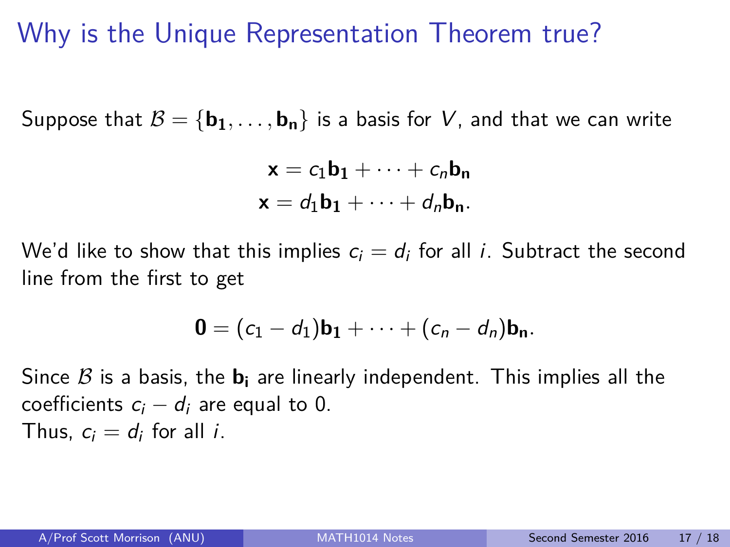# Why is the Unique Representation Theorem true?

Suppose that $\mathcal{B} = \{\mathbf{b_1}, \ldots, \mathbf{b_n}\}$ is a basis for $V$, and that we can write

$$\mathbf{x} = c_1\mathbf{b_1} + \cdots + c_n\mathbf{b_n}$$
$$\mathbf{x} = d_1\mathbf{b_1} + \cdots + d_n\mathbf{b_n}.$$

We'd like to show that this implies $c_i = d_i$ for all $i$. Subtract the second line from the first to get

$$\mathbf{0} = (c_1 - d_1)\mathbf{b_1} + \cdots + (c_n - d_n)\mathbf{b_n}.$$

Since $\mathcal{B}$ is a basis, the $\mathbf{b_i}$ are linearly independent. This implies all the coefficients $c_i - d_i$ are equal to 0.
Thus, $c_i = d_i$ for all $i$.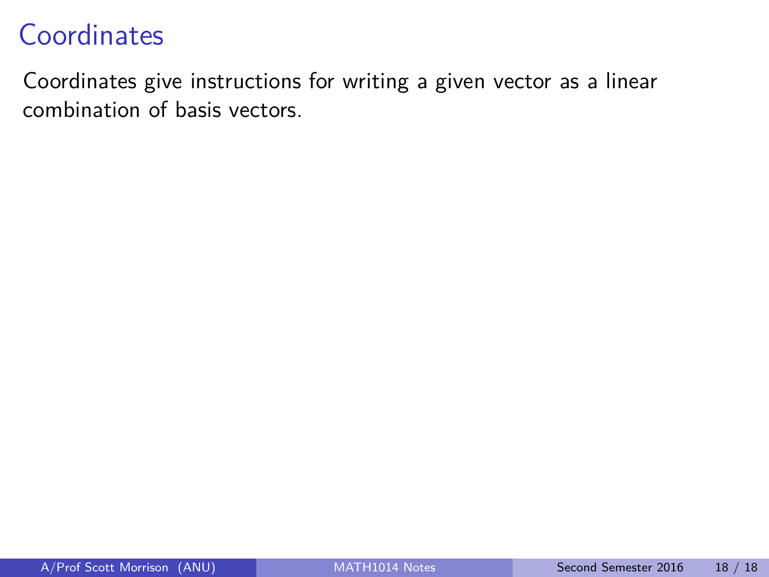# Coordinates

Coordinates give instructions for writing a given vector as a linear combination of basis vectors.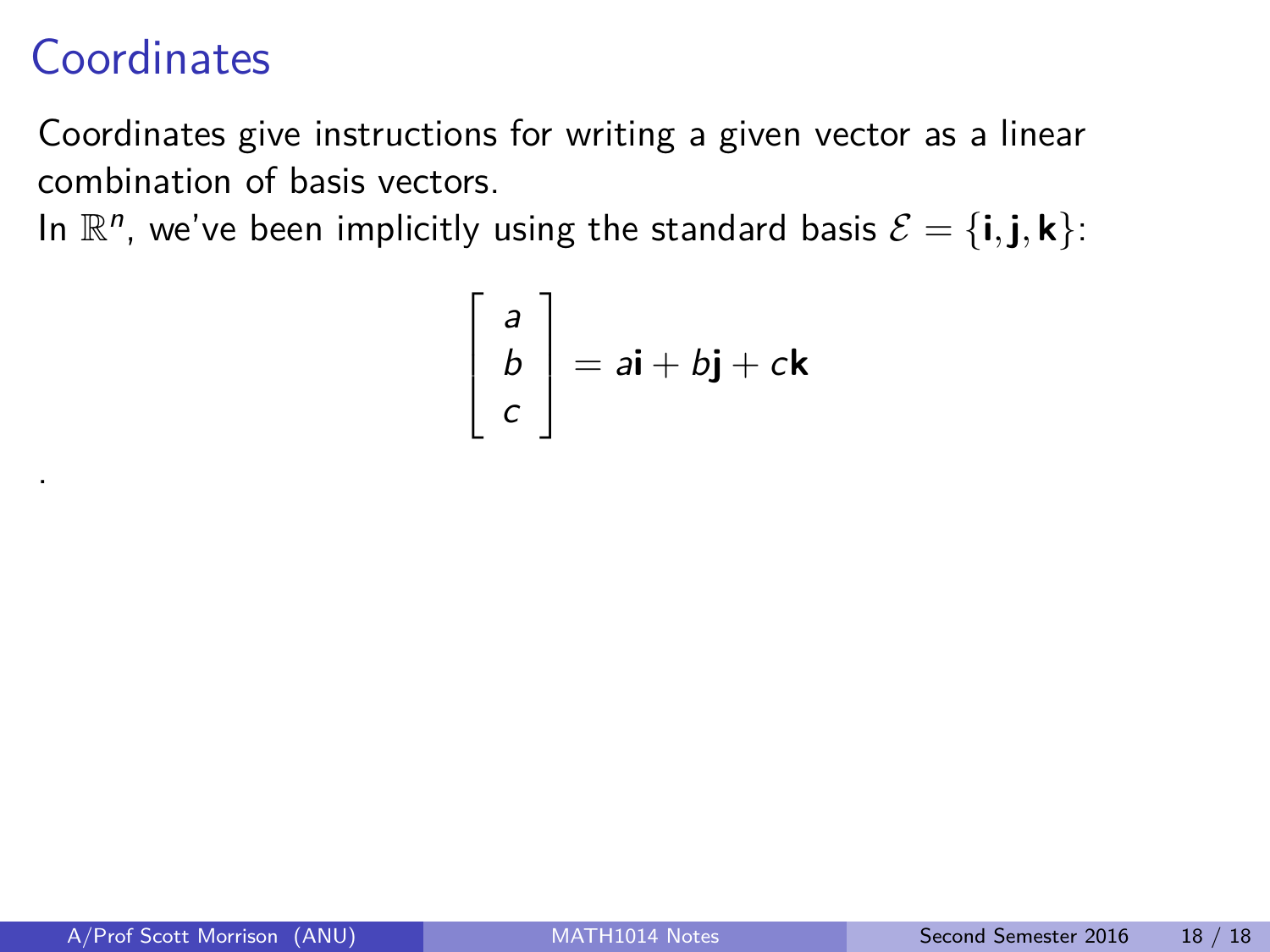# Coordinates

Coordinates give instructions for writing a given vector as a linear combination of basis vectors.

In $\mathbb{R}^n$, we've been implicitly using the standard basis $\mathcal{E} = \{\mathbf{i}, \mathbf{j}, \mathbf{k}\}$:

$$\begin{bmatrix} a \\ b \\ c \end{bmatrix} = a\mathbf{i} + b\mathbf{j} + c\mathbf{k}$$

.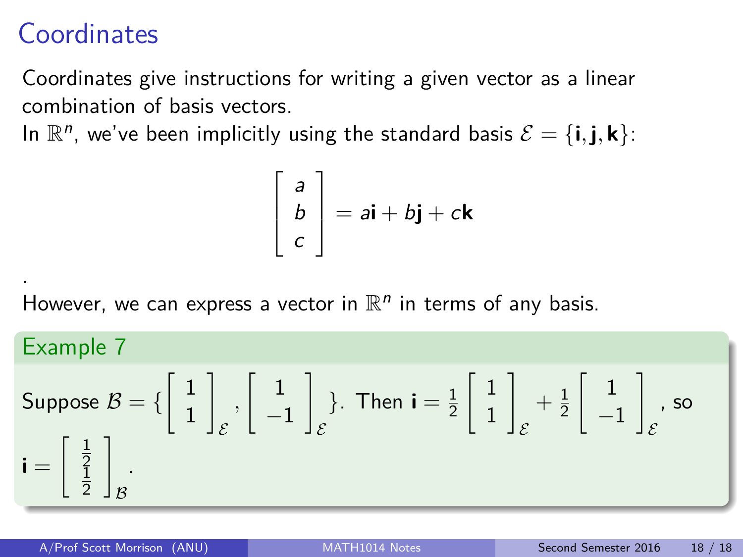# Coordinates

Coordinates give instructions for writing a given vector as a linear combination of basis vectors.

In $\mathbb{R}^n$, we've been implicitly using the standard basis $\mathcal{E} = \{\mathbf{i}, \mathbf{j}, \mathbf{k}\}$:

$$\begin{bmatrix} a \\ b \\ c \end{bmatrix} = a\mathbf{i} + b\mathbf{j} + c\mathbf{k}$$

.

However, we can express a vector in $\mathbb{R}^n$ in terms of any basis.

**Example 7**

Suppose $\mathcal{B} = \{ \begin{bmatrix} 1 \\ 1 \end{bmatrix}_{\mathcal{E}}, \begin{bmatrix} 1 \\ -1 \end{bmatrix}_{\mathcal{E}} \}$. Then $\mathbf{i} = \frac{1}{2} \begin{bmatrix} 1 \\ 1 \end{bmatrix}_{\mathcal{E}} + \frac{1}{2} \begin{bmatrix} 1 \\ -1 \end{bmatrix}_{\mathcal{E}}$, so $\mathbf{i} = \begin{bmatrix} \frac{1}{2} \\ \frac{1}{2} \end{bmatrix}_{\mathcal{B}}$.